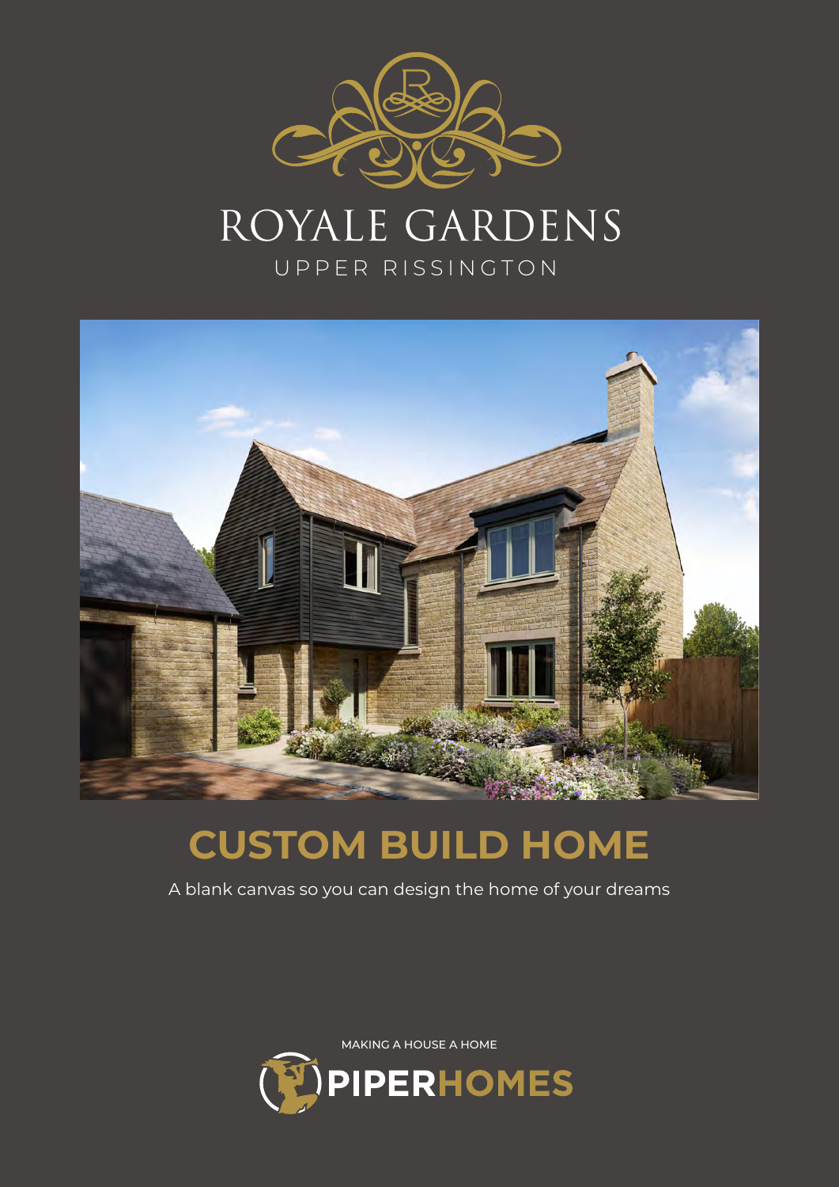# ROYALE GARDENS

UPPER RISSINGTON

## CUSTOM BUILD HOME

A blank canvas so you can design the home of your dreams

MAKING A HOUSE A HOME

PIPERHOMES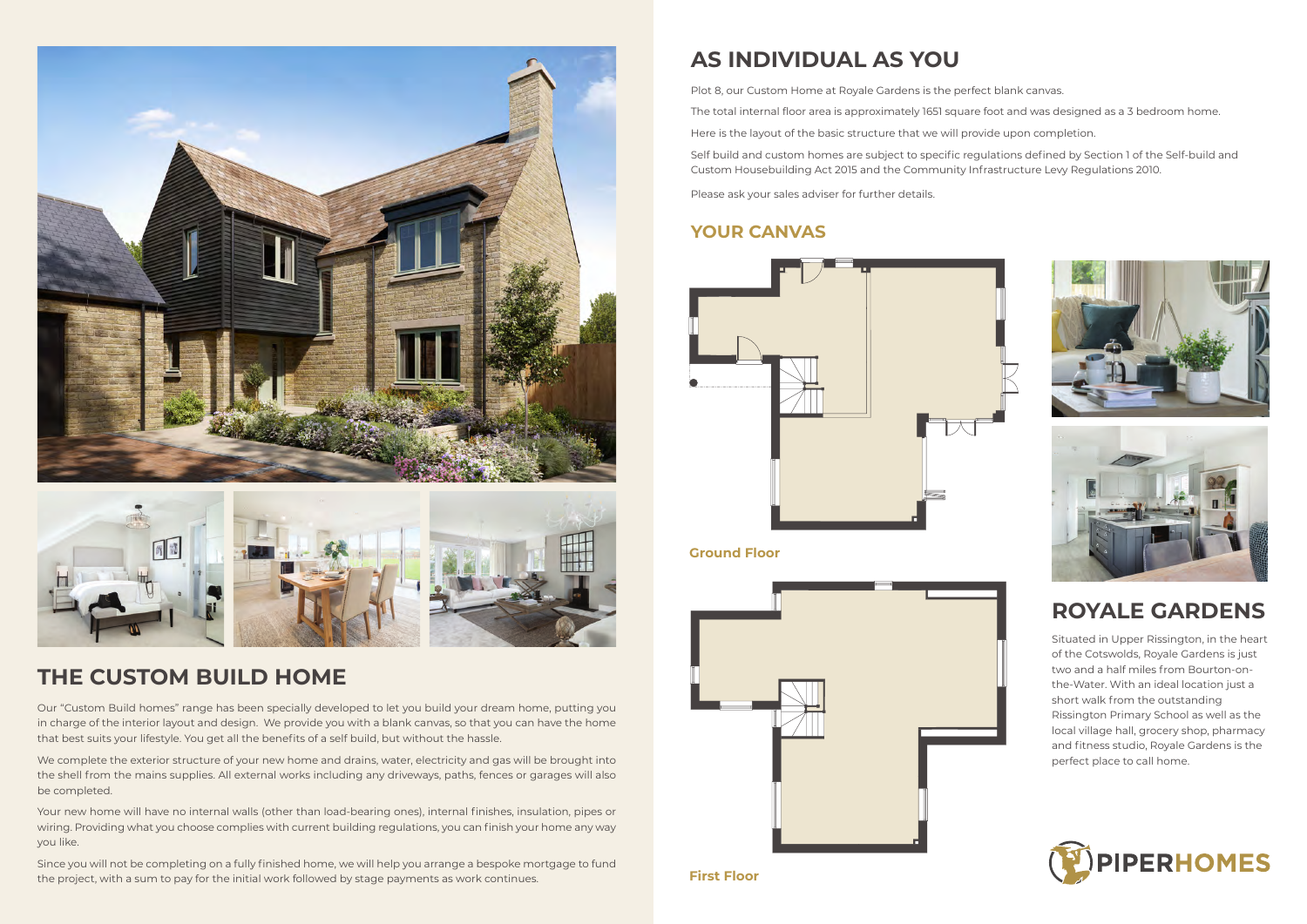## THE CUSTOM BUILD HOME

Our "Custom Build homes" range has been specially developed to let you build your dream home, putting you in charge of the interior layout and design. We provide you with a blank canvas, so that you can have the home that best suits your lifestyle. You get all the benefits of a self build, but without the hassle.

We complete the exterior structure of your new home and drains, water, electricity and gas will be brought into the shell from the mains supplies. All external works including any driveways, paths, fences or garages will also be completed.

Your new home will have no internal walls (other than load-bearing ones), internal finishes, insulation, pipes or wiring. Providing what you choose complies with current building regulations, you can finish your home any way you like.

Since you will not be completing on a fully finished home, we will help you arrange a bespoke mortgage to fund the project, with a sum to pay for the initial work followed by stage payments as work continues.

## AS INDIVIDUAL AS YOU

Plot 8, our Custom Home at Royale Gardens is the perfect blank canvas.

The total internal floor area is approximately 1651 square foot and was designed as a 3 bedroom home.

Here is the layout of the basic structure that we will provide upon completion.

Self build and custom homes are subject to specific regulations defined by Section 1 of the Self-build and Custom Housebuilding Act 2015 and the Community Infrastructure Levy Regulations 2010.

Please ask your sales adviser for further details.

### YOUR CANVAS

**Ground Floor**

**First Floor**

## ROYALE GARDENS

Situated in Upper Rissington, in the heart of the Cotswolds, Royale Gardens is just two and a half miles from Bourton-on-the-Water. With an ideal location just a short walk from the outstanding Rissington Primary School as well as the local village hall, grocery shop, pharmacy and fitness studio, Royale Gardens is the perfect place to call home.

PIPERHOMES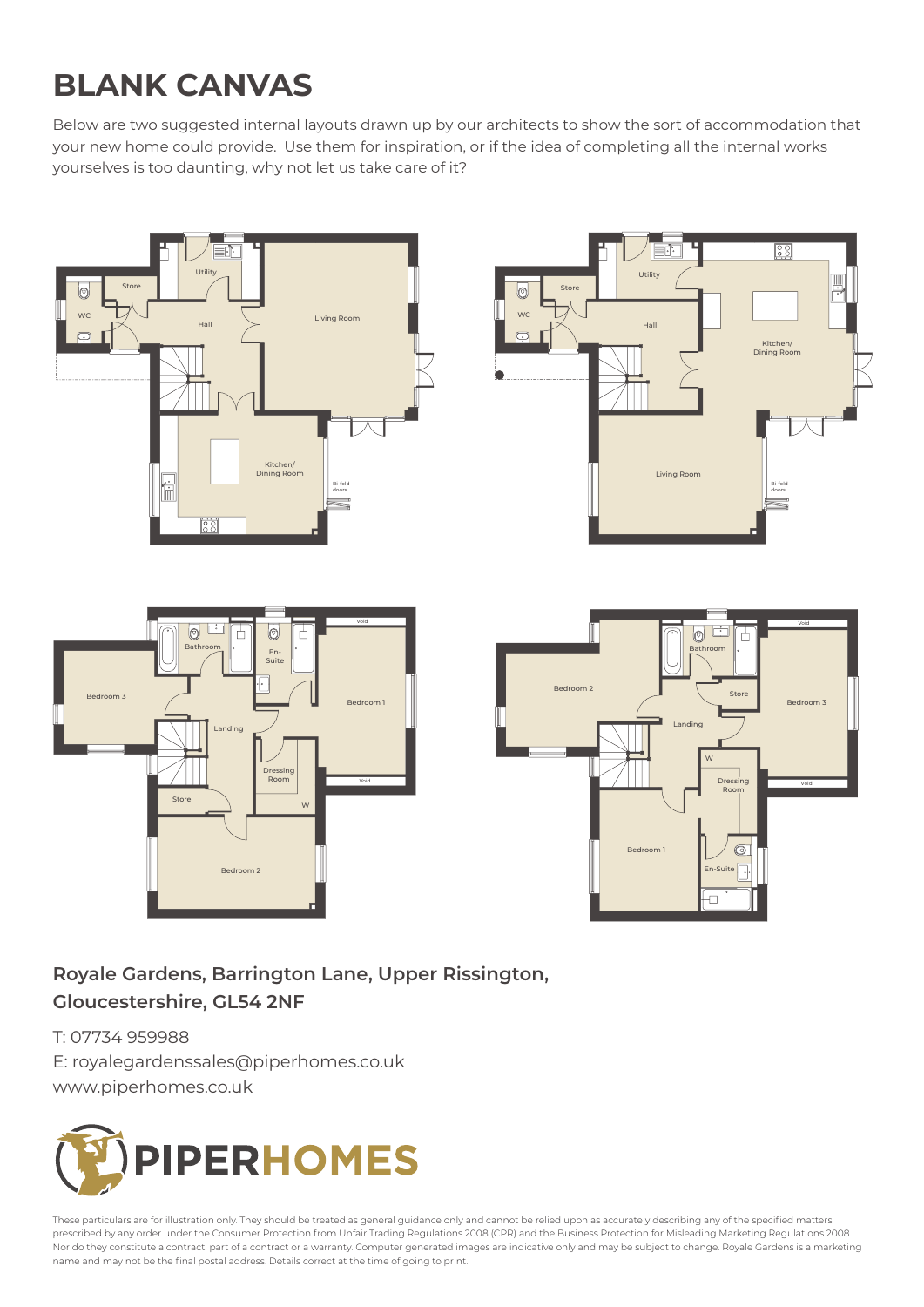# BLANK CANVAS

Below are two suggested internal layouts drawn up by our architects to show the sort of accommodation that your new home could provide. Use them for inspiration, or if the idea of completing all the internal works yourselves is too daunting, why not let us take care of it?

Store
Utility
WC
Hall
Living Room
Kitchen/
Dining Room
Bi-fold doors

Store
Utility
WC
Hall
Kitchen/
Dining Room
Living Room
Bi-fold doors

Bathroom
En-Suite
Bedroom 3
Bedroom 1
Landing
Dressing Room
Store
W
Bedroom 2
Void
Void

Bathroom
Bedroom 2
Store
Bedroom 3
Landing
W
Dressing Room
Bedroom 1
En-Suite
Void
Void

## Royale Gardens, Barrington Lane, Upper Rissington, Gloucestershire, GL54 2NF

T: 07734 959988
E: royalegardenssales@piperhomes.co.uk
www.piperhomes.co.uk

PIPERHOMES

These particulars are for illustration only. They should be treated as general guidance only and cannot be relied upon as accurately describing any of the specified matters prescribed by any order under the Consumer Protection from Unfair Trading Regulations 2008 (CPR) and the Business Protection for Misleading Marketing Regulations 2008. Nor do they constitute a contract, part of a contract or a warranty. Computer generated images are indicative only and may be subject to change. Royale Gardens is a marketing name and may not be the final postal address. Details correct at the time of going to print.